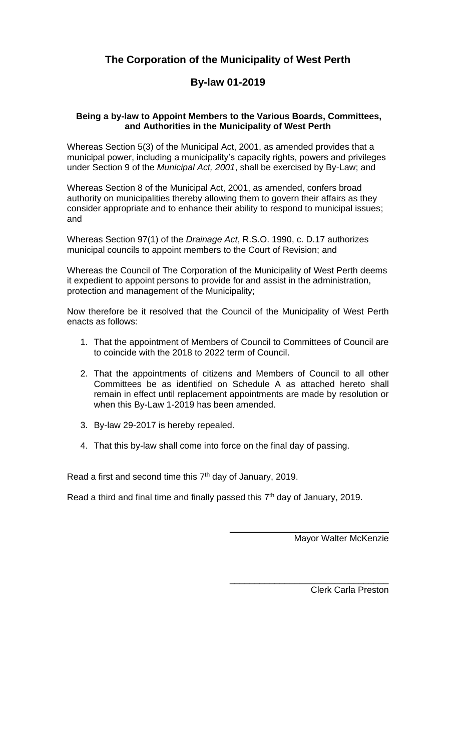# The Corporation of the Municipality of West Perth

## By-law 01-2019

**Being a by-law to Appoint Members to the Various Boards, Committees, and Authorities in the Municipality of West Perth**

Whereas Section 5(3) of the Municipal Act, 2001, as amended provides that a municipal power, including a municipality's capacity rights, powers and privileges under Section 9 of the *Municipal Act, 2001*, shall be exercised by By-Law; and

Whereas Section 8 of the Municipal Act, 2001, as amended, confers broad authority on municipalities thereby allowing them to govern their affairs as they consider appropriate and to enhance their ability to respond to municipal issues; and

Whereas Section 97(1) of the *Drainage Act*, R.S.O. 1990, c. D.17 authorizes municipal councils to appoint members to the Court of Revision; and

Whereas the Council of The Corporation of the Municipality of West Perth deems it expedient to appoint persons to provide for and assist in the administration, protection and management of the Municipality;

Now therefore be it resolved that the Council of the Municipality of West Perth enacts as follows:

1. That the appointment of Members of Council to Committees of Council are to coincide with the 2018 to 2022 term of Council.
2. That the appointments of citizens and Members of Council to all other Committees be as identified on Schedule A as attached hereto shall remain in effect until replacement appointments are made by resolution or when this By-Law 1-2019 has been amended.
3. By-law 29-2017 is hereby repealed.
4. That this by-law shall come into force on the final day of passing.

Read a first and second time this 7th day of January, 2019.

Read a third and final time and finally passed this 7th day of January, 2019.

Mayor Walter McKenzie

Clerk Carla Preston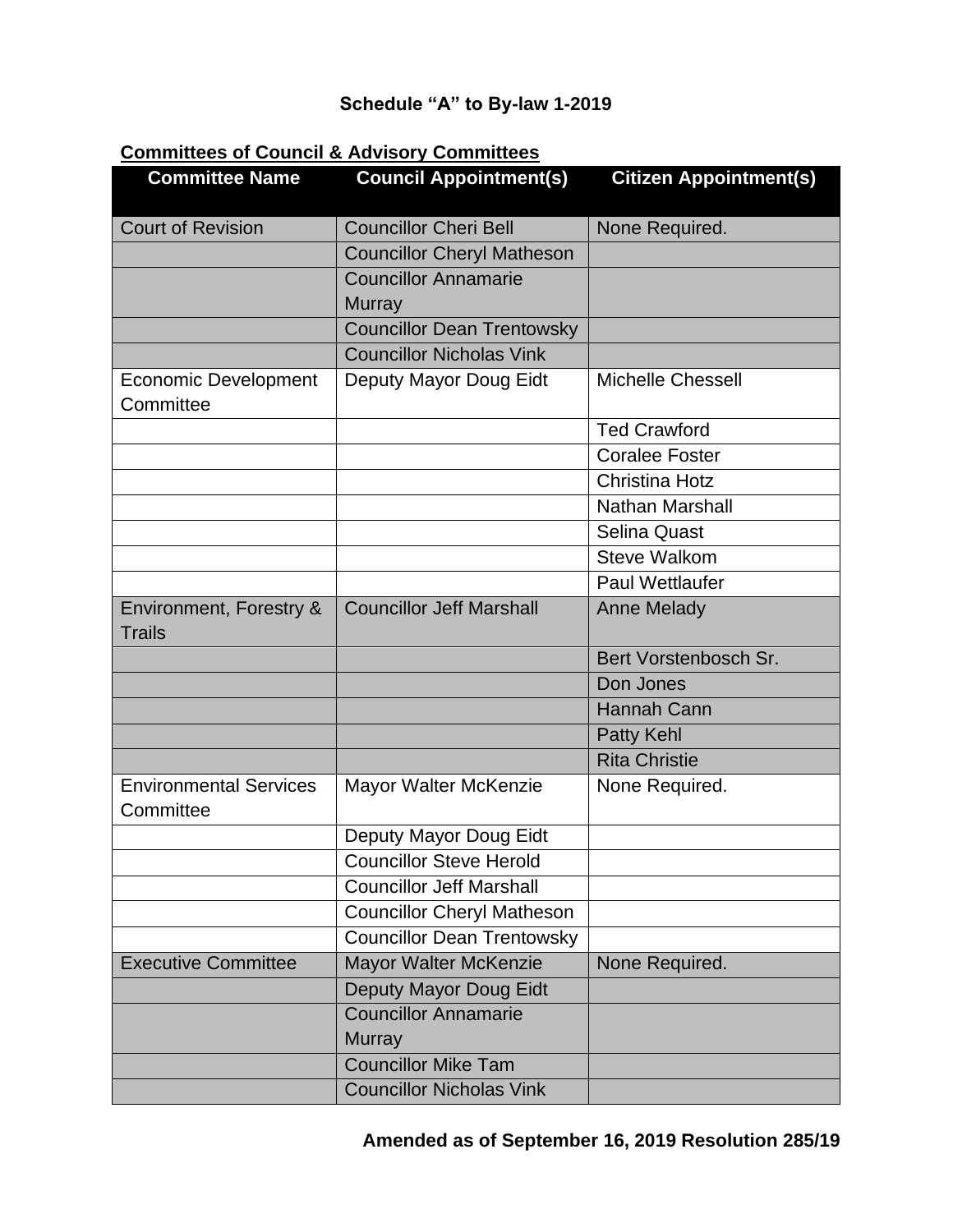## Schedule "A" to By-law 1-2019

**Committees of Council & Advisory Committees**

| Committee Name | Council Appointment(s) | Citizen Appointment(s) |
|---|---|---|
| Court of Revision | Councillor Cheri Bell | None Required. |
| | Councillor Cheryl Matheson | |
| | Councillor Annamarie Murray | |
| | Councillor Dean Trentowsky | |
| | Councillor Nicholas Vink | |
| Economic Development Committee | Deputy Mayor Doug Eidt | Michelle Chessell |
| | | Ted Crawford |
| | | Coralee Foster |
| | | Christina Hotz |
| | | Nathan Marshall |
| | | Selina Quast |
| | | Steve Walkom |
| | | Paul Wettlaufer |
| Environment, Forestry & Trails | Councillor Jeff Marshall | Anne Melady |
| | | Bert Vorstenbosch Sr. |
| | | Don Jones |
| | | Hannah Cann |
| | | Patty Kehl |
| | | Rita Christie |
| Environmental Services Committee | Mayor Walter McKenzie | None Required. |
| | Deputy Mayor Doug Eidt | |
| | Councillor Steve Herold | |
| | Councillor Jeff Marshall | |
| | Councillor Cheryl Matheson | |
| | Councillor Dean Trentowsky | |
| Executive Committee | Mayor Walter McKenzie | None Required. |
| | Deputy Mayor Doug Eidt | |
| | Councillor Annamarie Murray | |
| | Councillor Mike Tam | |
| | Councillor Nicholas Vink | |

**Amended as of September 16, 2019 Resolution 285/19**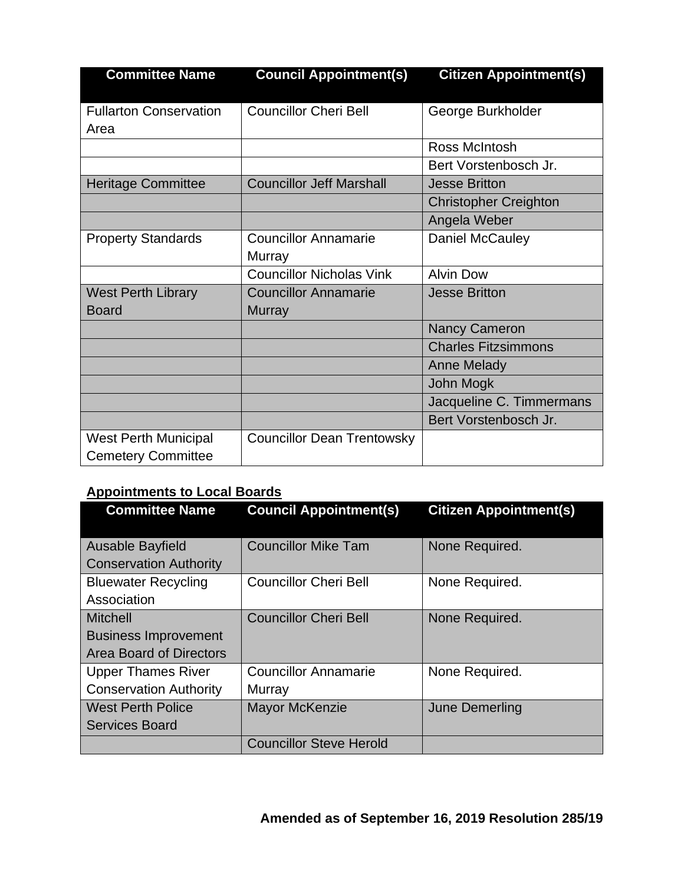| Committee Name | Council Appointment(s) | Citizen Appointment(s) |
|---|---|---|
| Fullarton Conservation Area | Councillor Cheri Bell | George Burkholder |
| | | Ross McIntosh |
| | | Bert Vorstenbosch Jr. |
| Heritage Committee | Councillor Jeff Marshall | Jesse Britton |
| | | Christopher Creighton |
| | | Angela Weber |
| Property Standards | Councillor Annamarie Murray | Daniel McCauley |
| | Councillor Nicholas Vink | Alvin Dow |
| West Perth Library Board | Councillor Annamarie Murray | Jesse Britton |
| | | Nancy Cameron |
| | | Charles Fitzsimmons |
| | | Anne Melady |
| | | John Mogk |
| | | Jacqueline C. Timmermans |
| | | Bert Vorstenbosch Jr. |
| West Perth Municipal Cemetery Committee | Councillor Dean Trentowsky | |

**Appointments to Local Boards**

| Committee Name | Council Appointment(s) | Citizen Appointment(s) |
|---|---|---|
| Ausable Bayfield Conservation Authority | Councillor Mike Tam | None Required. |
| Bluewater Recycling Association | Councillor Cheri Bell | None Required. |
| Mitchell Business Improvement Area Board of Directors | Councillor Cheri Bell | None Required. |
| Upper Thames River Conservation Authority | Councillor Annamarie Murray | None Required. |
| West Perth Police Services Board | Mayor McKenzie | June Demerling |
| | Councillor Steve Herold | |

**Amended as of September 16, 2019 Resolution 285/19**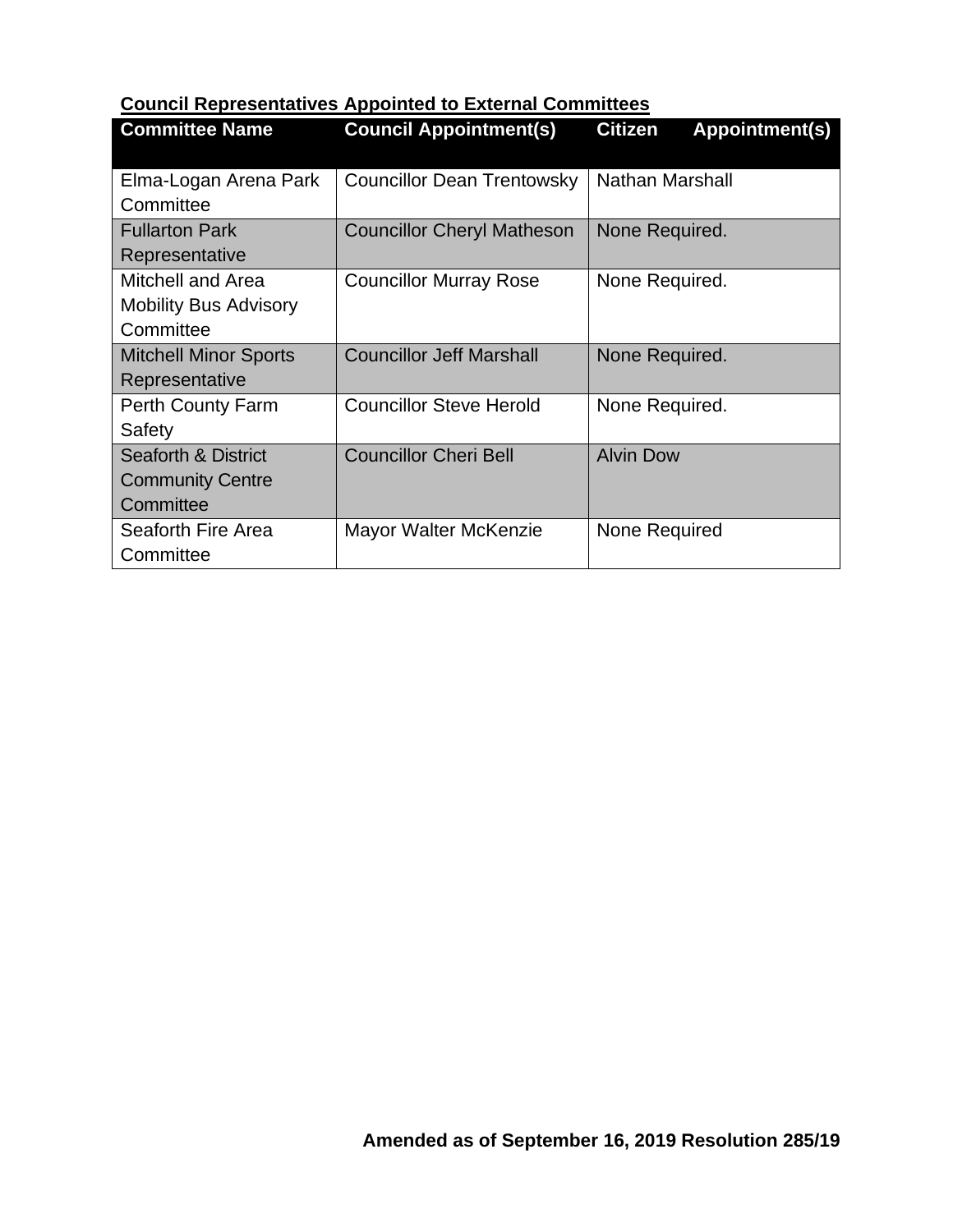**Council Representatives Appointed to External Committees**

| Committee Name | Council Appointment(s) | Citizen Appointment(s) |
|---|---|---|
| Elma-Logan Arena Park Committee | Councillor Dean Trentowsky | Nathan Marshall |
| Fullarton Park Representative | Councillor Cheryl Matheson | None Required. |
| Mitchell and Area Mobility Bus Advisory Committee | Councillor Murray Rose | None Required. |
| Mitchell Minor Sports Representative | Councillor Jeff Marshall | None Required. |
| Perth County Farm Safety | Councillor Steve Herold | None Required. |
| Seaforth & District Community Centre Committee | Councillor Cheri Bell | Alvin Dow |
| Seaforth Fire Area Committee | Mayor Walter McKenzie | None Required |

**Amended as of September 16, 2019 Resolution 285/19**